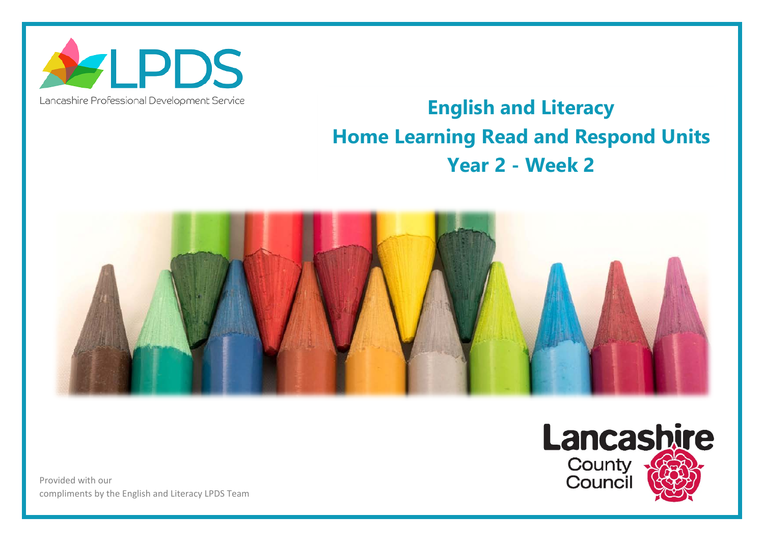LPDS

Lancashire Professional Development Service

# English and Literacy
# Home Learning Read and Respond Units
# Year 2 - Week 2

Lancashire County Council

Provided with our compliments by the English and Literacy LPDS Team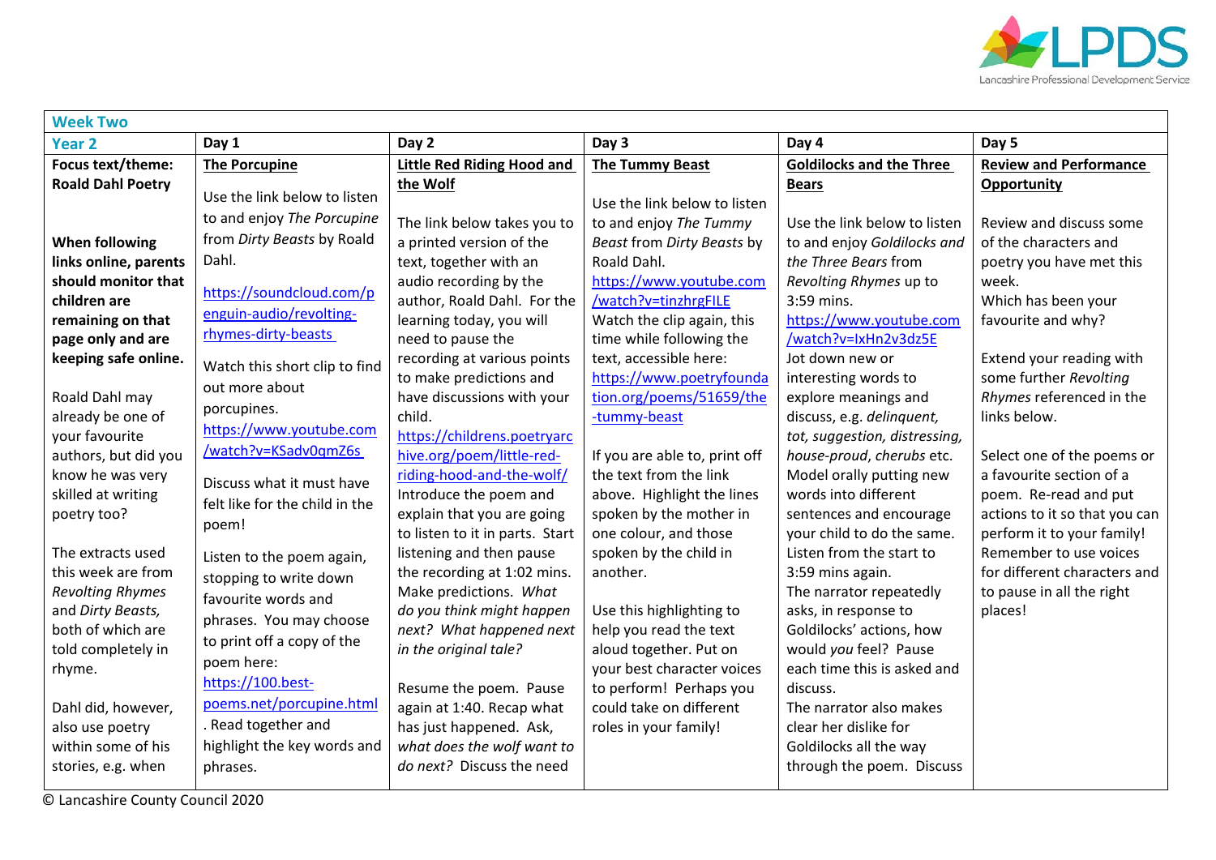| Week Two | | | | | |
|---|---|---|---|---|---|
| **Year 2** | **Day 1** | **Day 2** | **Day 3** | **Day 4** | **Day 5** |
| **Focus text/theme: Roald Dahl Poetry**<br><br>**When following links online, parents should monitor that children are remaining on that page only and are keeping safe online.**<br><br>Roald Dahl may already be one of your favourite authors, but did you know he was very skilled at writing poetry too?<br><br>The extracts used this week are from *Revolting Rhymes* and *Dirty Beasts,* both of which are told completely in rhyme.<br><br>Dahl did, however, also use poetry within some of his stories, e.g. when | **The Porcupine**<br><br>Use the link below to listen to and enjoy *The Porcupine* from *Dirty Beasts* by Roald Dahl.<br><br>https://soundcloud.com/penguin-audio/revolting-rhymes-dirty-beasts<br><br>Watch this short clip to find out more about porcupines.<br>https://www.youtube.com/watch?v=KSadv0qmZ6s<br><br>Discuss what it must have felt like for the child in the poem!<br><br>Listen to the poem again, stopping to write down favourite words and phrases. You may choose to print off a copy of the poem here:<br>https://100.best-poems.net/porcupine.html. Read together and highlight the key words and phrases. | **Little Red Riding Hood and the Wolf**<br><br>The link below takes you to a printed version of the text, together with an audio recording by the author, Roald Dahl. For the learning today, you will need to pause the recording at various points to make predictions and have discussions with your child.<br>https://childrens.poetryarchive.org/poem/little-red-riding-hood-and-the-wolf/<br>Introduce the poem and explain that you are going to listen to it in parts. Start listening and then pause the recording at 1:02 mins. Make predictions. *What do you think might happen next? What happened next in the original tale?*<br><br>Resume the poem. Pause again at 1:40. Recap what has just happened. Ask, *what does the wolf want to do next?* Discuss the need | **The Tummy Beast**<br><br>Use the link below to listen to and enjoy *The Tummy Beast* from *Dirty Beasts* by Roald Dahl.<br>https://www.youtube.com/watch?v=tinzhrgFILE<br>Watch the clip again, this time while following the text, accessible here:<br>https://www.poetryfoundation.org/poems/51659/the-tummy-beast<br><br>If you are able to, print off the text from the link above. Highlight the lines spoken by the mother in one colour, and those spoken by the child in another.<br><br>Use this highlighting to help you read the text aloud together. Put on your best character voices to perform! Perhaps you could take on different roles in your family! | **Goldilocks and the Three Bears**<br><br>Use the link below to listen to and enjoy *Goldilocks and the Three Bears* from *Revolting Rhymes* up to 3:59 mins.<br>https://www.youtube.com/watch?v=IxHn2v3dz5E<br>Jot down new or interesting words to explore meanings and discuss, e.g. *delinquent, tot, suggestion, distressing, house-proud*, *cherubs* etc.<br>Model orally putting new words into different sentences and encourage your child to do the same.<br>Listen from the start to 3:59 mins again.<br>The narrator repeatedly asks, in response to Goldilocks' actions, how would *you* feel? Pause each time this is asked and discuss.<br>The narrator also makes clear her dislike for Goldilocks all the way through the poem. Discuss | **Review and Performance Opportunity**<br><br>Review and discuss some of the characters and poetry you have met this week.<br>Which has been your favourite and why?<br><br>Extend your reading with some further *Revolting Rhymes* referenced in the links below.<br><br>Select one of the poems or a favourite section of a poem. Re-read and put actions to it so that you can perform it to your family! Remember to use voices for different characters and to pause in all the right places! |

© Lancashire County Council 2020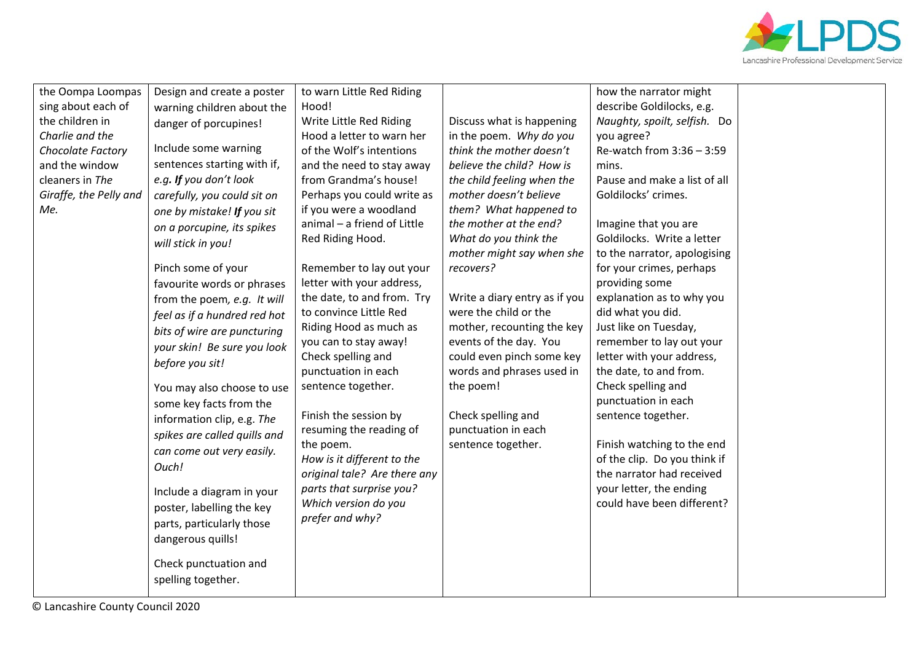| | | | | | |
|---|---|---|---|---|---|
| the Oompa Loompas sing about each of the children in *Charlie and the Chocolate Factory* and the window cleaners in *The Giraffe, the Pelly and Me.* | Design and create a poster warning children about the danger of porcupines!<br><br>Include some warning sentences starting with if, *e.g.* ***If*** *you don't look carefully, you could sit on one by mistake!* ***If*** *you sit on a porcupine, its spikes will stick in you!*<br><br>Pinch some of your favourite words or phrases from the poem*, e.g. It will feel as if a hundred red hot bits of wire are puncturing your skin! Be sure you look before you sit!*<br><br>You may also choose to use some key facts from the information clip, e.g. *The spikes are called quills and can come out very easily. Ouch!*<br><br>Include a diagram in your poster, labelling the key parts, particularly those dangerous quills!<br><br>Check punctuation and spelling together. | to warn Little Red Riding Hood!<br>Write Little Red Riding Hood a letter to warn her of the Wolf's intentions and the need to stay away from Grandma's house! Perhaps you could write as if you were a woodland animal – a friend of Little Red Riding Hood.<br><br>Remember to lay out your letter with your address, the date, to and from. Try to convince Little Red Riding Hood as much as you can to stay away! Check spelling and punctuation in each sentence together.<br><br>Finish the session by resuming the reading of the poem.<br>*How is it different to the original tale? Are there any parts that surprise you? Which version do you prefer and why?* | Discuss what is happening in the poem. *Why do you think the mother doesn't believe the child? How is the child feeling when the mother doesn't believe them? What happened to the mother at the end? What do you think the mother might say when she recovers?*<br><br>Write a diary entry as if you were the child or the mother, recounting the key events of the day. You could even pinch some key words and phrases used in the poem!<br><br>Check spelling and punctuation in each sentence together. | how the narrator might describe Goldilocks, e.g. *Naughty, spoilt, selfish.* Do you agree?<br>Re-watch from 3:36 – 3:59 mins.<br>Pause and make a list of all Goldilocks' crimes.<br><br>Imagine that you are Goldilocks. Write a letter to the narrator, apologising for your crimes, perhaps providing some explanation as to why you did what you did.<br>Just like on Tuesday, remember to lay out your letter with your address, the date, to and from.<br>Check spelling and punctuation in each sentence together.<br><br>Finish watching to the end of the clip. Do you think if the narrator had received your letter, the ending could have been different? | |

© Lancashire County Council 2020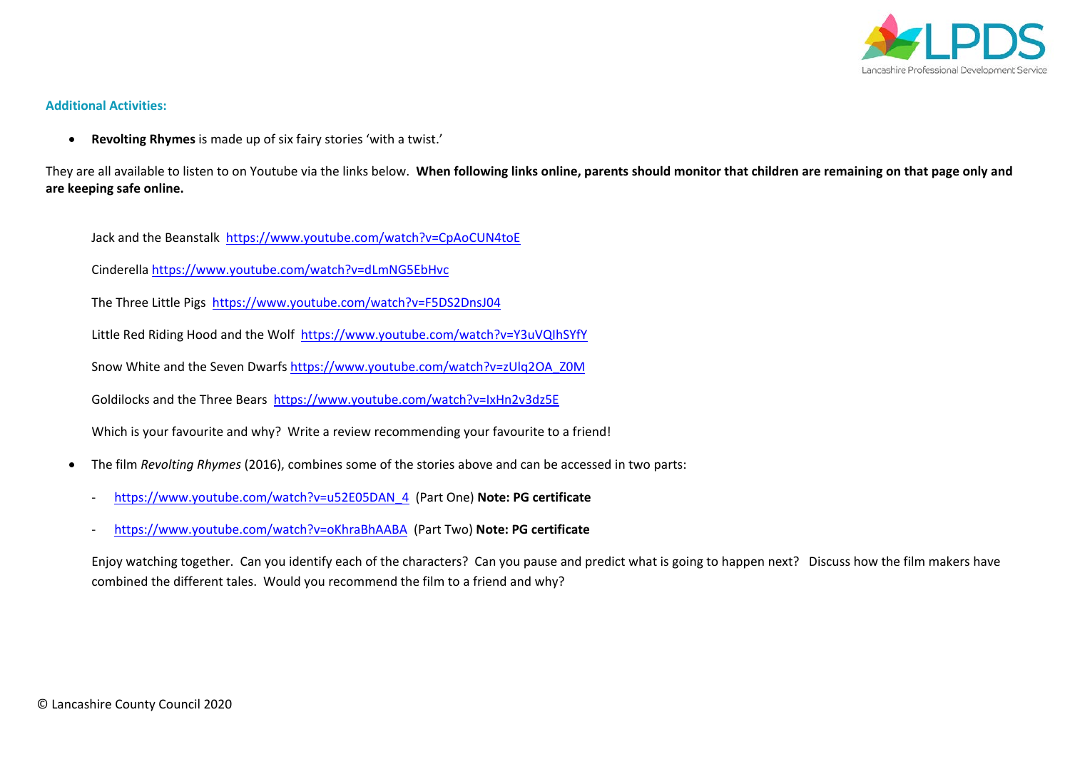**Additional Activities:**

- **Revolting Rhymes** is made up of six fairy stories 'with a twist.'

They are all available to listen to on Youtube via the links below. **When following links online, parents should monitor that children are remaining on that page only and are keeping safe online.**

Jack and the Beanstalk https://www.youtube.com/watch?v=CpAoCUN4toE

Cinderella https://www.youtube.com/watch?v=dLmNG5EbHvc

The Three Little Pigs https://www.youtube.com/watch?v=F5DS2DnsJ04

Little Red Riding Hood and the Wolf https://www.youtube.com/watch?v=Y3uVQIhSYfY

Snow White and the Seven Dwarfs https://www.youtube.com/watch?v=zUlq2OA_Z0M

Goldilocks and the Three Bears https://www.youtube.com/watch?v=IxHn2v3dz5E

Which is your favourite and why? Write a review recommending your favourite to a friend!

- The film *Revolting Rhymes* (2016), combines some of the stories above and can be accessed in two parts:
  - https://www.youtube.com/watch?v=u52E05DAN_4 (Part One) **Note: PG certificate**
  - https://www.youtube.com/watch?v=oKhraBhAABA (Part Two) **Note: PG certificate**

Enjoy watching together. Can you identify each of the characters? Can you pause and predict what is going to happen next? Discuss how the film makers have combined the different tales. Would you recommend the film to a friend and why?

© Lancashire County Council 2020